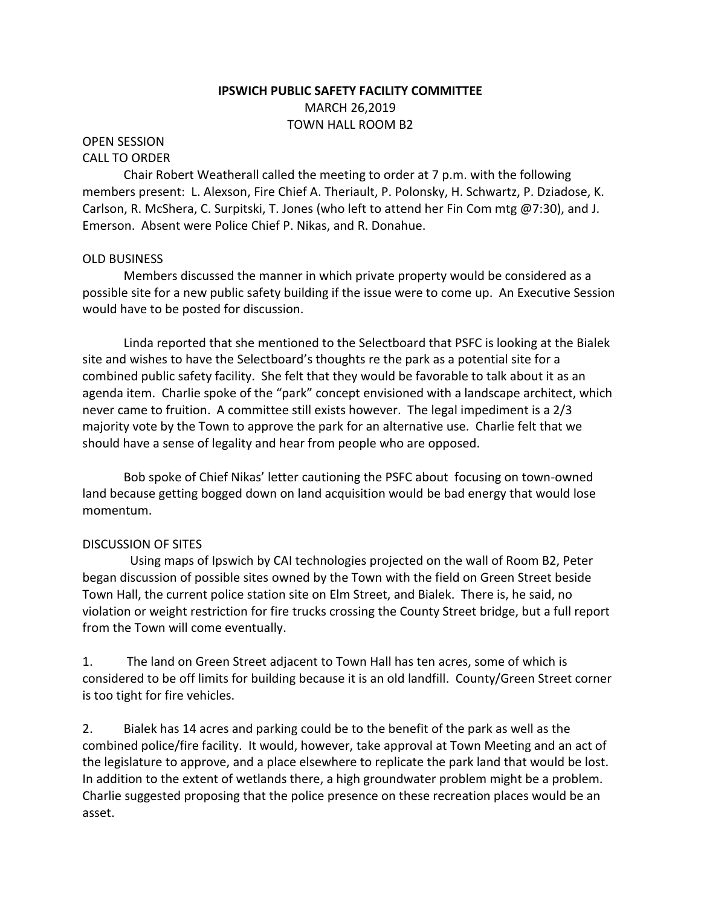# IPSWICH PUBLIC SAFETY FACILITY COMMITTEE

MARCH 26,2019

TOWN HALL ROOM B2

OPEN SESSION

CALL TO ORDER

Chair Robert Weatherall called the meeting to order at 7 p.m. with the following members present: L. Alexson, Fire Chief A. Theriault, P. Polonsky, H. Schwartz, P. Dziadose, K. Carlson, R. McShera, C. Surpitski, T. Jones (who left to attend her Fin Com mtg @7:30), and J. Emerson. Absent were Police Chief P. Nikas, and R. Donahue.

OLD BUSINESS

Members discussed the manner in which private property would be considered as a possible site for a new public safety building if the issue were to come up. An Executive Session would have to be posted for discussion.

Linda reported that she mentioned to the Selectboard that PSFC is looking at the Bialek site and wishes to have the Selectboard's thoughts re the park as a potential site for a combined public safety facility. She felt that they would be favorable to talk about it as an agenda item. Charlie spoke of the "park" concept envisioned with a landscape architect, which never came to fruition. A committee still exists however. The legal impediment is a 2/3 majority vote by the Town to approve the park for an alternative use. Charlie felt that we should have a sense of legality and hear from people who are opposed.

Bob spoke of Chief Nikas' letter cautioning the PSFC about focusing on town-owned land because getting bogged down on land acquisition would be bad energy that would lose momentum.

DISCUSSION OF SITES

Using maps of Ipswich by CAI technologies projected on the wall of Room B2, Peter began discussion of possible sites owned by the Town with the field on Green Street beside Town Hall, the current police station site on Elm Street, and Bialek. There is, he said, no violation or weight restriction for fire trucks crossing the County Street bridge, but a full report from the Town will come eventually.

1. The land on Green Street adjacent to Town Hall has ten acres, some of which is considered to be off limits for building because it is an old landfill. County/Green Street corner is too tight for fire vehicles.

2. Bialek has 14 acres and parking could be to the benefit of the park as well as the combined police/fire facility. It would, however, take approval at Town Meeting and an act of the legislature to approve, and a place elsewhere to replicate the park land that would be lost. In addition to the extent of wetlands there, a high groundwater problem might be a problem. Charlie suggested proposing that the police presence on these recreation places would be an asset.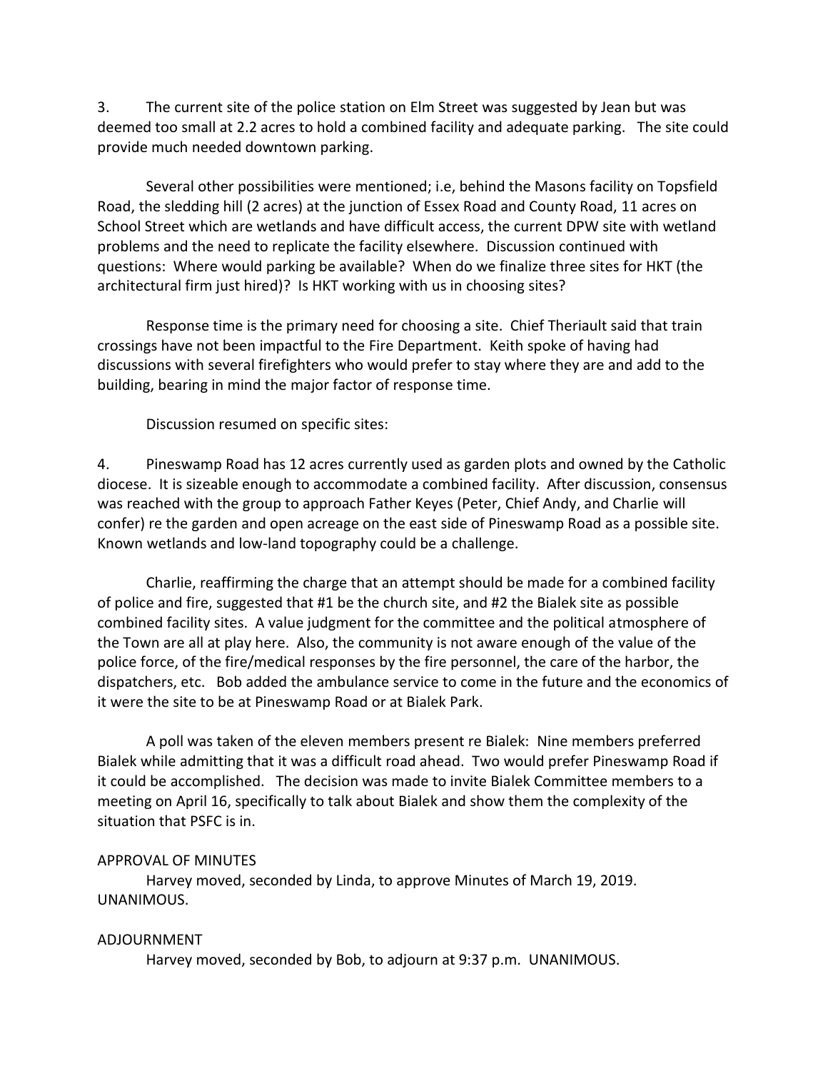3. The current site of the police station on Elm Street was suggested by Jean but was deemed too small at 2.2 acres to hold a combined facility and adequate parking. The site could provide much needed downtown parking.

Several other possibilities were mentioned; i.e, behind the Masons facility on Topsfield Road, the sledding hill (2 acres) at the junction of Essex Road and County Road, 11 acres on School Street which are wetlands and have difficult access, the current DPW site with wetland problems and the need to replicate the facility elsewhere. Discussion continued with questions: Where would parking be available? When do we finalize three sites for HKT (the architectural firm just hired)? Is HKT working with us in choosing sites?

Response time is the primary need for choosing a site. Chief Theriault said that train crossings have not been impactful to the Fire Department. Keith spoke of having had discussions with several firefighters who would prefer to stay where they are and add to the building, bearing in mind the major factor of response time.

Discussion resumed on specific sites:

4. Pineswamp Road has 12 acres currently used as garden plots and owned by the Catholic diocese. It is sizeable enough to accommodate a combined facility. After discussion, consensus was reached with the group to approach Father Keyes (Peter, Chief Andy, and Charlie will confer) re the garden and open acreage on the east side of Pineswamp Road as a possible site. Known wetlands and low-land topography could be a challenge.

Charlie, reaffirming the charge that an attempt should be made for a combined facility of police and fire, suggested that #1 be the church site, and #2 the Bialek site as possible combined facility sites. A value judgment for the committee and the political atmosphere of the Town are all at play here. Also, the community is not aware enough of the value of the police force, of the fire/medical responses by the fire personnel, the care of the harbor, the dispatchers, etc. Bob added the ambulance service to come in the future and the economics of it were the site to be at Pineswamp Road or at Bialek Park.

A poll was taken of the eleven members present re Bialek: Nine members preferred Bialek while admitting that it was a difficult road ahead. Two would prefer Pineswamp Road if it could be accomplished. The decision was made to invite Bialek Committee members to a meeting on April 16, specifically to talk about Bialek and show them the complexity of the situation that PSFC is in.

APPROVAL OF MINUTES

Harvey moved, seconded by Linda, to approve Minutes of March 19, 2019. UNANIMOUS.

ADJOURNMENT

Harvey moved, seconded by Bob, to adjourn at 9:37 p.m. UNANIMOUS.